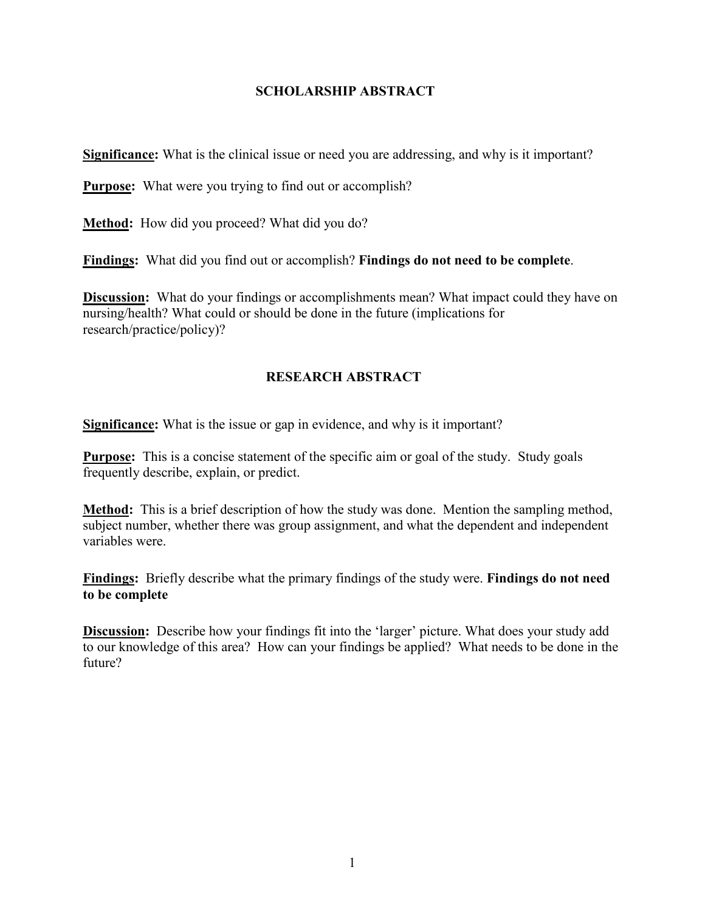## SCHOLARSHIP ABSTRACT

**Significance:** What is the clinical issue or need you are addressing, and why is it important?

**Purpose:** What were you trying to find out or accomplish?

**Method:** How did you proceed? What did you do?

**Findings:** What did you find out or accomplish? **Findings do not need to be complete**.

**Discussion:** What do your findings or accomplishments mean? What impact could they have on nursing/health? What could or should be done in the future (implications for research/practice/policy)?

## RESEARCH ABSTRACT

**Significance:** What is the issue or gap in evidence, and why is it important?

**Purpose:** This is a concise statement of the specific aim or goal of the study. Study goals frequently describe, explain, or predict.

**Method:** This is a brief description of how the study was done. Mention the sampling method, subject number, whether there was group assignment, and what the dependent and independent variables were.

**Findings:** Briefly describe what the primary findings of the study were. **Findings do not need to be complete**

**Discussion:** Describe how your findings fit into the 'larger' picture. What does your study add to our knowledge of this area? How can your findings be applied? What needs to be done in the future?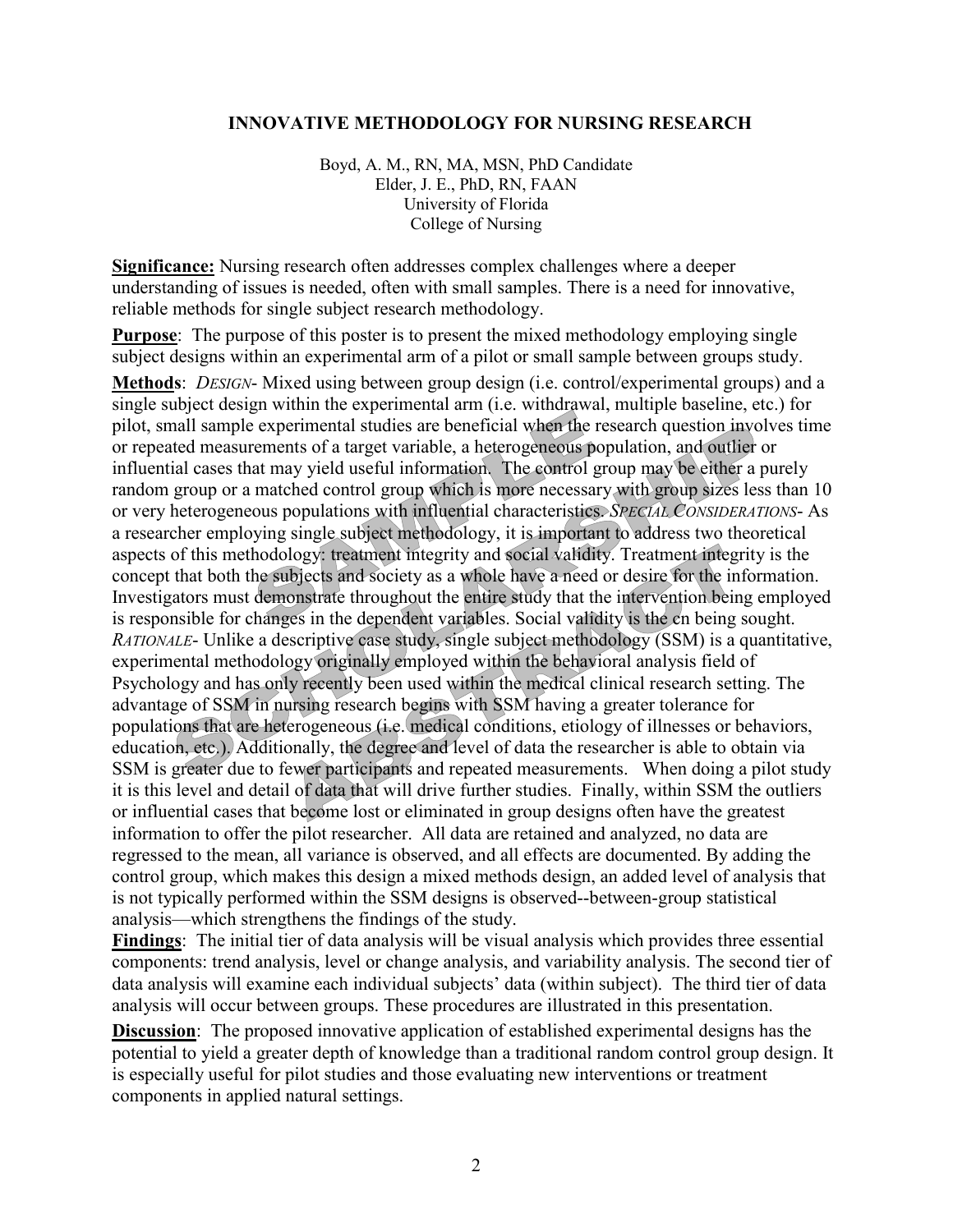# INNOVATIVE METHODOLOGY FOR NURSING RESEARCH

Boyd, A. M., RN, MA, MSN, PhD Candidate
Elder, J. E., PhD, RN, FAAN
University of Florida
College of Nursing

**Significance:** Nursing research often addresses complex challenges where a deeper understanding of issues is needed, often with small samples. There is a need for innovative, reliable methods for single subject research methodology.

**Purpose**: The purpose of this poster is to present the mixed methodology employing single subject designs within an experimental arm of a pilot or small sample between groups study.

**Methods**: *DESIGN*- Mixed using between group design (i.e. control/experimental groups) and a single subject design within the experimental arm (i.e. withdrawal, multiple baseline, etc.) for pilot, small sample experimental studies are beneficial when the research question involves time or repeated measurements of a target variable, a heterogeneous population, and outlier or influential cases that may yield useful information. The control group may be either a purely random group or a matched control group which is more necessary with group sizes less than 10 or very heterogeneous populations with influential characteristics. *SPECIAL CONSIDERATIONS*- As a researcher employing single subject methodology, it is important to address two theoretical aspects of this methodology: treatment integrity and social validity. Treatment integrity is the concept that both the subjects and society as a whole have a need or desire for the information. Investigators must demonstrate throughout the entire study that the intervention being employed is responsible for changes in the dependent variables. Social validity is the cn being sought. *RATIONALE*- Unlike a descriptive case study, single subject methodology (SSM) is a quantitative, experimental methodology originally employed within the behavioral analysis field of Psychology and has only recently been used within the medical clinical research setting. The advantage of SSM in nursing research begins with SSM having a greater tolerance for populations that are heterogeneous (i.e. medical conditions, etiology of illnesses or behaviors, education, etc.). Additionally, the degree and level of data the researcher is able to obtain via SSM is greater due to fewer participants and repeated measurements. When doing a pilot study it is this level and detail of data that will drive further studies. Finally, within SSM the outliers or influential cases that become lost or eliminated in group designs often have the greatest information to offer the pilot researcher. All data are retained and analyzed, no data are regressed to the mean, all variance is observed, and all effects are documented. By adding the control group, which makes this design a mixed methods design, an added level of analysis that is not typically performed within the SSM designs is observed--between-group statistical analysis—which strengthens the findings of the study.

**Findings**: The initial tier of data analysis will be visual analysis which provides three essential components: trend analysis, level or change analysis, and variability analysis. The second tier of data analysis will examine each individual subjects' data (within subject). The third tier of data analysis will occur between groups. These procedures are illustrated in this presentation.

**Discussion**: The proposed innovative application of established experimental designs has the potential to yield a greater depth of knowledge than a traditional random control group design. It is especially useful for pilot studies and those evaluating new interventions or treatment components in applied natural settings.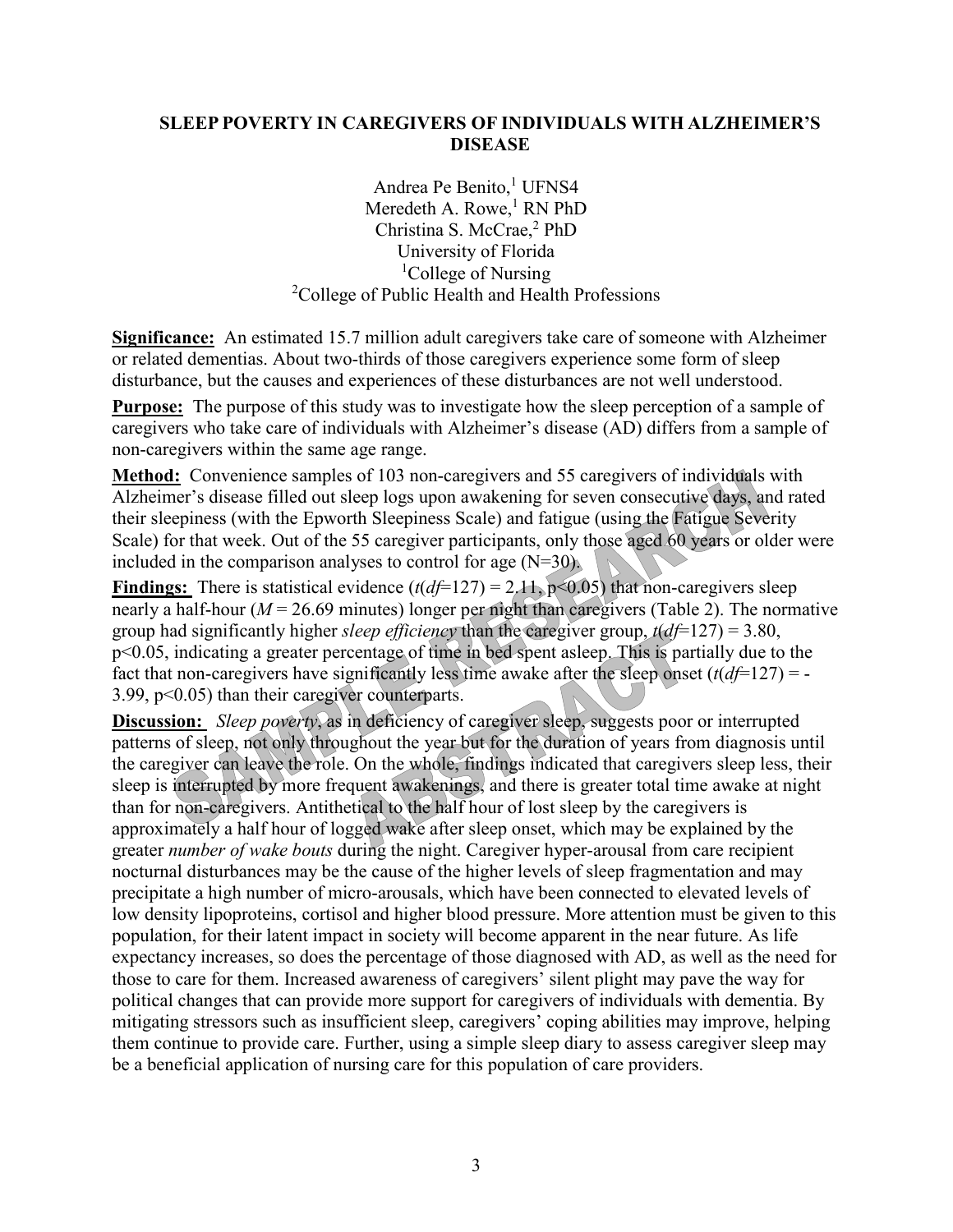# SLEEP POVERTY IN CAREGIVERS OF INDIVIDUALS WITH ALZHEIMER'S DISEASE

Andrea Pe Benito,[1] UFNS4
Meredeth A. Rowe,[1] RN PhD
Christina S. McCrae,[2] PhD
University of Florida
[1]College of Nursing
[2]College of Public Health and Health Professions

**Significance:** An estimated 15.7 million adult caregivers take care of someone with Alzheimer or related dementias. About two-thirds of those caregivers experience some form of sleep disturbance, but the causes and experiences of these disturbances are not well understood.

**Purpose:** The purpose of this study was to investigate how the sleep perception of a sample of caregivers who take care of individuals with Alzheimer's disease (AD) differs from a sample of non-caregivers within the same age range.

**Method:** Convenience samples of 103 non-caregivers and 55 caregivers of individuals with Alzheimer's disease filled out sleep logs upon awakening for seven consecutive days, and rated their sleepiness (with the Epworth Sleepiness Scale) and fatigue (using the Fatigue Severity Scale) for that week. Out of the 55 caregiver participants, only those aged 60 years or older were included in the comparison analyses to control for age (N=30).

**Findings:** There is statistical evidence ($t(df{=}127) = 2.11$, $p<0.05$) that non-caregivers sleep nearly a half-hour ($M = 26.69$ minutes) longer per night than caregivers (Table 2). The normative group had significantly higher *sleep efficiency* than the caregiver group, $t(df{=}127) = 3.80$, $p<0.05$, indicating a greater percentage of time in bed spent asleep. This is partially due to the fact that non-caregivers have significantly less time awake after the sleep onset ($t(df{=}127) = -3.99$, $p<0.05$) than their caregiver counterparts.

**Discussion:** *Sleep poverty*, as in deficiency of caregiver sleep, suggests poor or interrupted patterns of sleep, not only throughout the year but for the duration of years from diagnosis until the caregiver can leave the role. On the whole, findings indicated that caregivers sleep less, their sleep is interrupted by more frequent awakenings, and there is greater total time awake at night than for non-caregivers. Antithetical to the half hour of lost sleep by the caregivers is approximately a half hour of logged wake after sleep onset, which may be explained by the greater *number of wake bouts* during the night. Caregiver hyper-arousal from care recipient nocturnal disturbances may be the cause of the higher levels of sleep fragmentation and may precipitate a high number of micro-arousals, which have been connected to elevated levels of low density lipoproteins, cortisol and higher blood pressure. More attention must be given to this population, for their latent impact in society will become apparent in the near future. As life expectancy increases, so does the percentage of those diagnosed with AD, as well as the need for those to care for them. Increased awareness of caregivers' silent plight may pave the way for political changes that can provide more support for caregivers of individuals with dementia. By mitigating stressors such as insufficient sleep, caregivers' coping abilities may improve, helping them continue to provide care. Further, using a simple sleep diary to assess caregiver sleep may be a beneficial application of nursing care for this population of care providers.